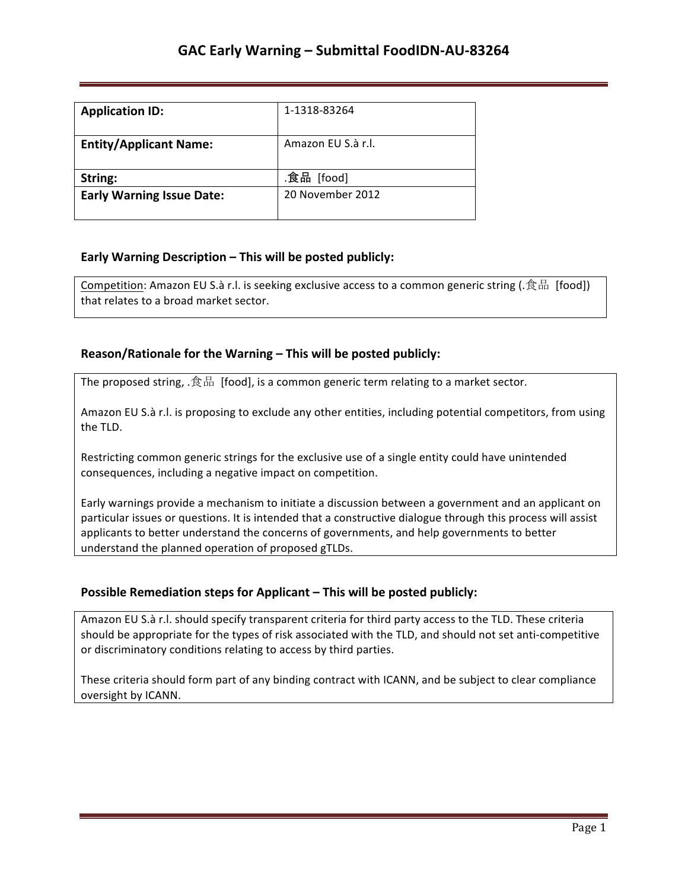# GAC Early Warning – Submittal FoodIDN-AU-83264

| Application ID: | 1-1318-83264 |
|---|---|
| Entity/Applicant Name: | Amazon EU S.à r.l. |
| String: | .食品 [food] |
| Early Warning Issue Date: | 20 November 2012 |

### Early Warning Description – This will be posted publicly:

Competition: Amazon EU S.à r.l. is seeking exclusive access to a common generic string (.食品 [food]) that relates to a broad market sector.

### Reason/Rationale for the Warning – This will be posted publicly:

The proposed string, .食品 [food], is a common generic term relating to a market sector.

Amazon EU S.à r.l. is proposing to exclude any other entities, including potential competitors, from using the TLD.

Restricting common generic strings for the exclusive use of a single entity could have unintended consequences, including a negative impact on competition.

Early warnings provide a mechanism to initiate a discussion between a government and an applicant on particular issues or questions. It is intended that a constructive dialogue through this process will assist applicants to better understand the concerns of governments, and help governments to better understand the planned operation of proposed gTLDs.

### Possible Remediation steps for Applicant – This will be posted publicly:

Amazon EU S.à r.l. should specify transparent criteria for third party access to the TLD. These criteria should be appropriate for the types of risk associated with the TLD, and should not set anti-competitive or discriminatory conditions relating to access by third parties.

These criteria should form part of any binding contract with ICANN, and be subject to clear compliance oversight by ICANN.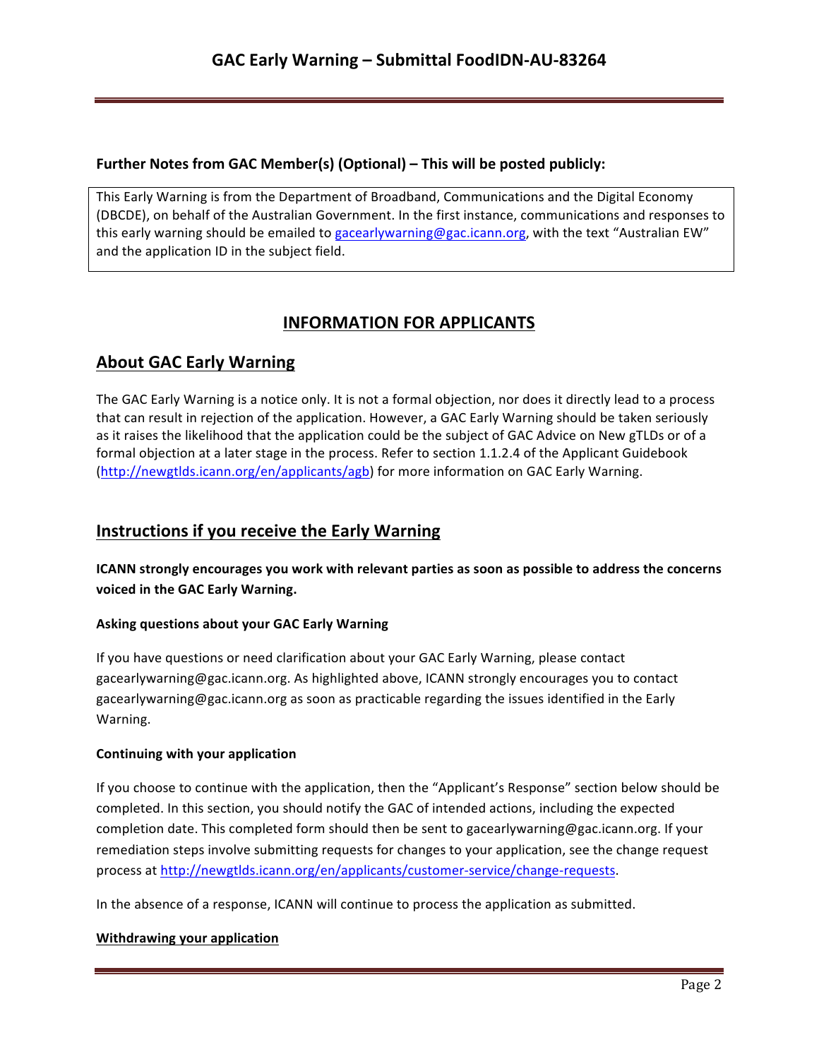**Further Notes from GAC Member(s) (Optional) – This will be posted publicly:**

This Early Warning is from the Department of Broadband, Communications and the Digital Economy (DBCDE), on behalf of the Australian Government. In the first instance, communications and responses to this early warning should be emailed to gacearlywarning@gac.icann.org, with the text "Australian EW" and the application ID in the subject field.

# INFORMATION FOR APPLICANTS

## About GAC Early Warning

The GAC Early Warning is a notice only. It is not a formal objection, nor does it directly lead to a process that can result in rejection of the application. However, a GAC Early Warning should be taken seriously as it raises the likelihood that the application could be the subject of GAC Advice on New gTLDs or of a formal objection at a later stage in the process. Refer to section 1.1.2.4 of the Applicant Guidebook (http://newgtlds.icann.org/en/applicants/agb) for more information on GAC Early Warning.

## Instructions if you receive the Early Warning

**ICANN strongly encourages you work with relevant parties as soon as possible to address the concerns voiced in the GAC Early Warning.**

### Asking questions about your GAC Early Warning

If you have questions or need clarification about your GAC Early Warning, please contact gacearlywarning@gac.icann.org. As highlighted above, ICANN strongly encourages you to contact gacearlywarning@gac.icann.org as soon as practicable regarding the issues identified in the Early Warning.

### Continuing with your application

If you choose to continue with the application, then the "Applicant's Response" section below should be completed. In this section, you should notify the GAC of intended actions, including the expected completion date. This completed form should then be sent to gacearlywarning@gac.icann.org. If your remediation steps involve submitting requests for changes to your application, see the change request process at http://newgtlds.icann.org/en/applicants/customer-service/change-requests.

In the absence of a response, ICANN will continue to process the application as submitted.

### Withdrawing your application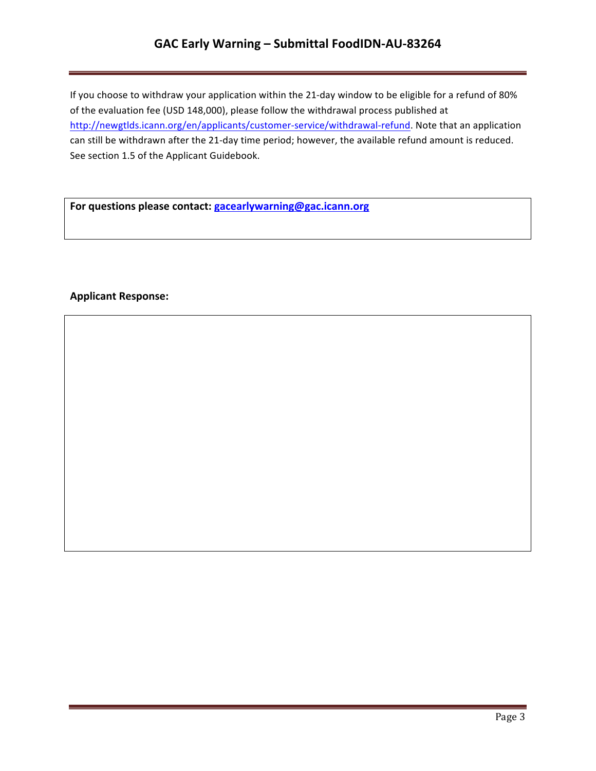If you choose to withdraw your application within the 21-day window to be eligible for a refund of 80% of the evaluation fee (USD 148,000), please follow the withdrawal process published at http://newgtlds.icann.org/en/applicants/customer-service/withdrawal-refund. Note that an application can still be withdrawn after the 21-day time period; however, the available refund amount is reduced. See section 1.5 of the Applicant Guidebook.

**For questions please contact: gacearlywarning@gac.icann.org**

**Applicant Response:**